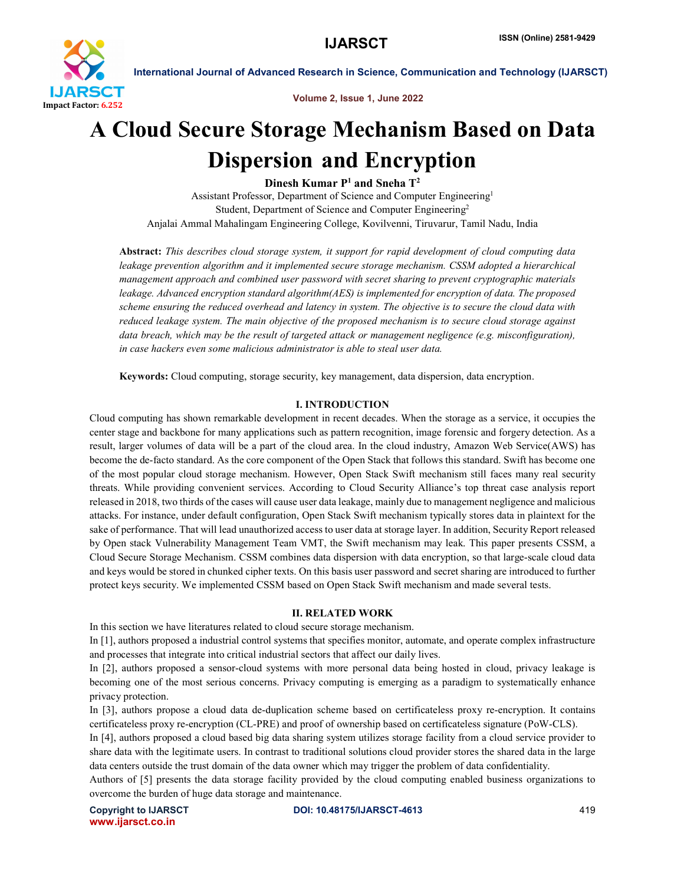# A Cloud Secure Storage Mechanism Based on Data Dispersion and Encryption

**Dinesh Kumar P[1] and Sneha T[2]**

Assistant Professor, Department of Science and Computer Engineering[1]
Student, Department of Science and Computer Engineering[2]
Anjalai Ammal Mahalingam Engineering College, Kovilvenni, Tiruvarur, Tamil Nadu, India

**Abstract:** *This describes cloud storage system, it support for rapid development of cloud computing data leakage prevention algorithm and it implemented secure storage mechanism. CSSM adopted a hierarchical management approach and combined user password with secret sharing to prevent cryptographic materials leakage. Advanced encryption standard algorithm(AES) is implemented for encryption of data. The proposed scheme ensuring the reduced overhead and latency in system. The objective is to secure the cloud data with reduced leakage system. The main objective of the proposed mechanism is to secure cloud storage against data breach, which may be the result of targeted attack or management negligence (e.g. misconfiguration), in case hackers even some malicious administrator is able to steal user data.*

**Keywords:** Cloud computing, storage security, key management, data dispersion, data encryption.

## I. INTRODUCTION

Cloud computing has shown remarkable development in recent decades. When the storage as a service, it occupies the center stage and backbone for many applications such as pattern recognition, image forensic and forgery detection. As a result, larger volumes of data will be a part of the cloud area. In the cloud industry, Amazon Web Service(AWS) has become the de-facto standard. As the core component of the Open Stack that follows this standard. Swift has become one of the most popular cloud storage mechanism. However, Open Stack Swift mechanism still faces many real security threats. While providing convenient services. According to Cloud Security Alliance's top threat case analysis report released in 2018, two thirds of the cases will cause user data leakage, mainly due to management negligence and malicious attacks. For instance, under default configuration, Open Stack Swift mechanism typically stores data in plaintext for the sake of performance. That will lead unauthorized access to user data at storage layer. In addition, Security Report released by Open stack Vulnerability Management Team VMT, the Swift mechanism may leak. This paper presents CSSM, a Cloud Secure Storage Mechanism. CSSM combines data dispersion with data encryption, so that large-scale cloud data and keys would be stored in chunked cipher texts. On this basis user password and secret sharing are introduced to further protect keys security. We implemented CSSM based on Open Stack Swift mechanism and made several tests.

## II. RELATED WORK

In this section we have literatures related to cloud secure storage mechanism.

In [1], authors proposed a industrial control systems that specifies monitor, automate, and operate complex infrastructure and processes that integrate into critical industrial sectors that affect our daily lives.

In [2], authors proposed a sensor-cloud systems with more personal data being hosted in cloud, privacy leakage is becoming one of the most serious concerns. Privacy computing is emerging as a paradigm to systematically enhance privacy protection.

In [3], authors propose a cloud data de-duplication scheme based on certificateless proxy re-encryption. It contains certificateless proxy re-encryption (CL-PRE) and proof of ownership based on certificateless signature (PoW-CLS).

In [4], authors proposed a cloud based big data sharing system utilizes storage facility from a cloud service provider to share data with the legitimate users. In contrast to traditional solutions cloud provider stores the shared data in the large data centers outside the trust domain of the data owner which may trigger the problem of data confidentiality.

Authors of [5] presents the data storage facility provided by the cloud computing enabled business organizations to overcome the burden of huge data storage and maintenance.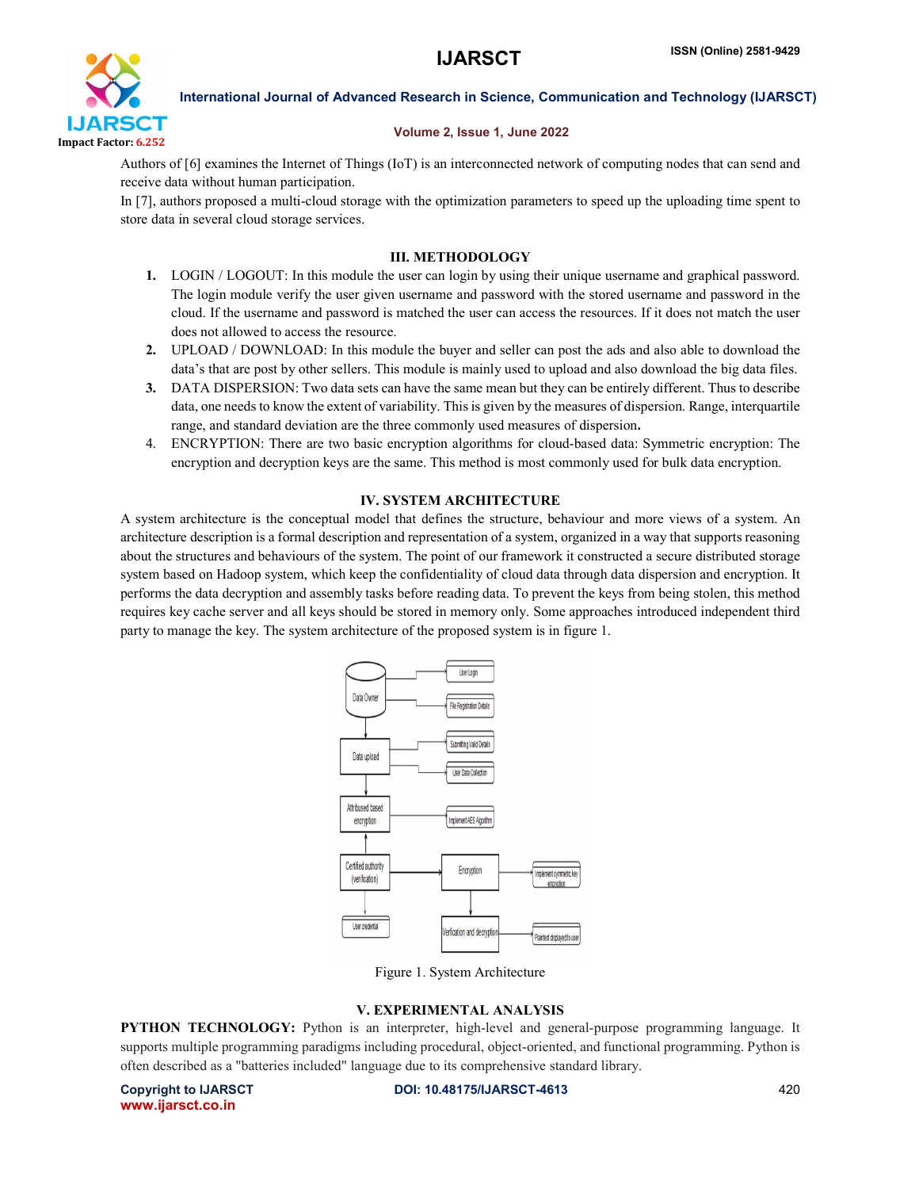Authors of [6] examines the Internet of Things (IoT) is an interconnected network of computing nodes that can send and receive data without human participation.

In [7], authors proposed a multi-cloud storage with the optimization parameters to speed up the uploading time spent to store data in several cloud storage services.

## III. METHODOLOGY

1. **LOGIN / LOGOUT:** In this module the user can login by using their unique username and graphical password. The login module verify the user given username and password with the stored username and password in the cloud. If the username and password is matched the user can access the resources. If it does not match the user does not allowed to access the resource.
2. **UPLOAD / DOWNLOAD:** In this module the buyer and seller can post the ads and also able to download the data's that are post by other sellers. This module is mainly used to upload and also download the big data files.
3. **DATA DISPERSION:** Two data sets can have the same mean but they can be entirely different. Thus to describe data, one needs to know the extent of variability. This is given by the measures of dispersion. Range, interquartile range, and standard deviation are the three commonly used measures of dispersion.
4. ENCRYPTION: There are two basic encryption algorithms for cloud-based data: Symmetric encryption: The encryption and decryption keys are the same. This method is most commonly used for bulk data encryption.

## IV. SYSTEM ARCHITECTURE

A system architecture is the conceptual model that defines the structure, behaviour and more views of a system. An architecture description is a formal description and representation of a system, organized in a way that supports reasoning about the structures and behaviours of the system. The point of our framework it constructed a secure distributed storage system based on Hadoop system, which keep the confidentiality of cloud data through data dispersion and encryption. It performs the data decryption and assembly tasks before reading data. To prevent the keys from being stolen, this method requires key cache server and all keys should be stored in memory only. Some approaches introduced independent third party to manage the key. The system architecture of the proposed system is in figure 1.

Figure 1. System Architecture

## V. EXPERIMENTAL ANALYSIS

**PYTHON TECHNOLOGY:** Python is an interpreter, high-level and general-purpose programming language. It supports multiple programming paradigms including procedural, object-oriented, and functional programming. Python is often described as a "batteries included" language due to its comprehensive standard library.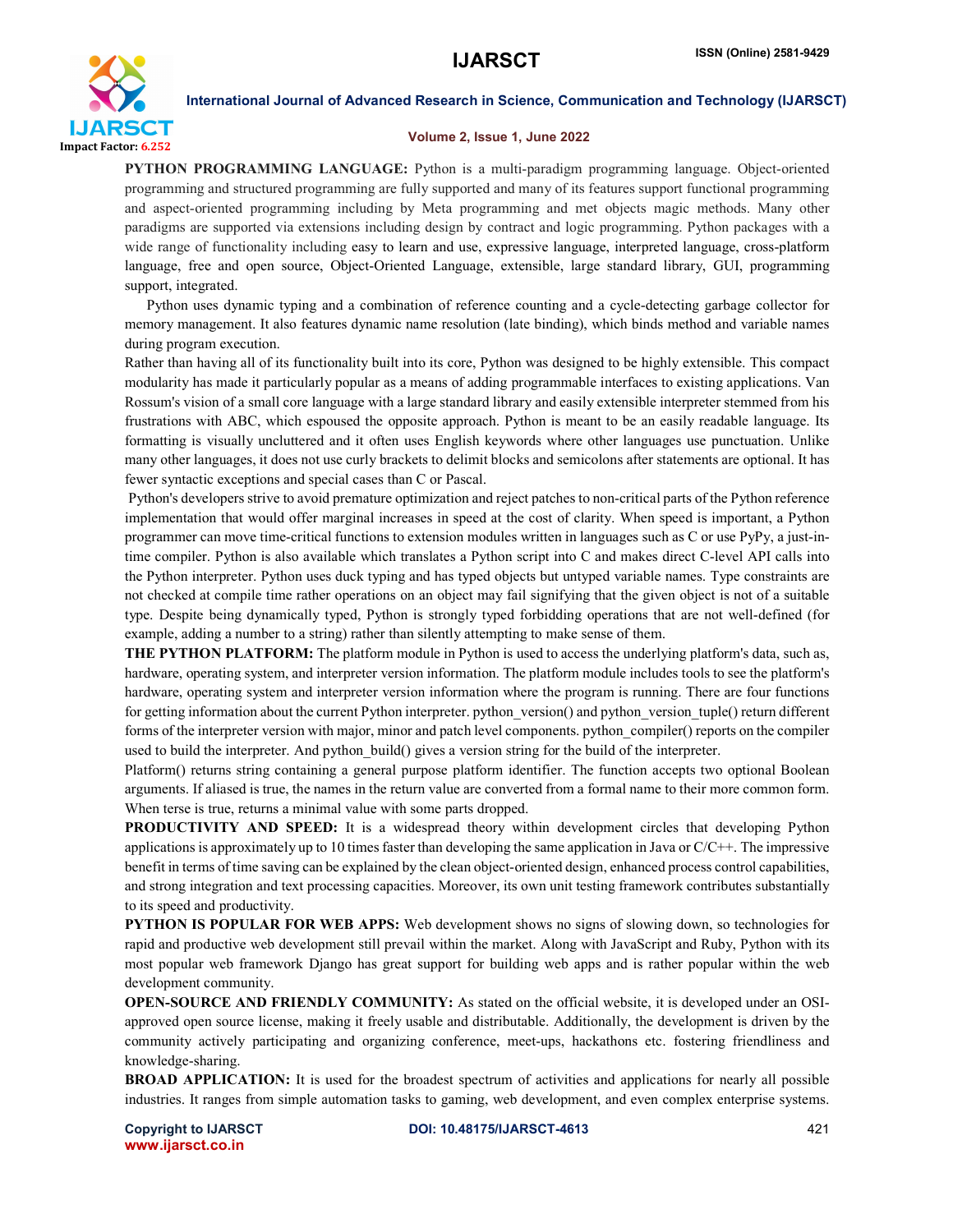**PYTHON PROGRAMMING LANGUAGE:** Python is a multi-paradigm programming language. Object-oriented programming and structured programming are fully supported and many of its features support functional programming and aspect-oriented programming including by Meta programming and met objects magic methods. Many other paradigms are supported via extensions including design by contract and logic programming. Python packages with a wide range of functionality including easy to learn and use, expressive language, interpreted language, cross-platform language, free and open source, Object-Oriented Language, extensible, large standard library, GUI, programming support, integrated.

Python uses dynamic typing and a combination of reference counting and a cycle-detecting garbage collector for memory management. It also features dynamic name resolution (late binding), which binds method and variable names during program execution.

Rather than having all of its functionality built into its core, Python was designed to be highly extensible. This compact modularity has made it particularly popular as a means of adding programmable interfaces to existing applications. Van Rossum's vision of a small core language with a large standard library and easily extensible interpreter stemmed from his frustrations with ABC, which espoused the opposite approach. Python is meant to be an easily readable language. Its formatting is visually uncluttered and it often uses English keywords where other languages use punctuation. Unlike many other languages, it does not use curly brackets to delimit blocks and semicolons after statements are optional. It has fewer syntactic exceptions and special cases than C or Pascal.

Python's developers strive to avoid premature optimization and reject patches to non-critical parts of the Python reference implementation that would offer marginal increases in speed at the cost of clarity. When speed is important, a Python programmer can move time-critical functions to extension modules written in languages such as C or use PyPy, a just-in-time compiler. Python is also available which translates a Python script into C and makes direct C-level API calls into the Python interpreter. Python uses duck typing and has typed objects but untyped variable names. Type constraints are not checked at compile time rather operations on an object may fail signifying that the given object is not of a suitable type. Despite being dynamically typed, Python is strongly typed forbidding operations that are not well-defined (for example, adding a number to a string) rather than silently attempting to make sense of them.

**THE PYTHON PLATFORM:** The platform module in Python is used to access the underlying platform's data, such as, hardware, operating system, and interpreter version information. The platform module includes tools to see the platform's hardware, operating system and interpreter version information where the program is running. There are four functions for getting information about the current Python interpreter. python_version() and python_version_tuple() return different forms of the interpreter version with major, minor and patch level components. python_compiler() reports on the compiler used to build the interpreter. And python_build() gives a version string for the build of the interpreter.

Platform() returns string containing a general purpose platform identifier. The function accepts two optional Boolean arguments. If aliased is true, the names in the return value are converted from a formal name to their more common form. When terse is true, returns a minimal value with some parts dropped.

**PRODUCTIVITY AND SPEED:** It is a widespread theory within development circles that developing Python applications is approximately up to 10 times faster than developing the same application in Java or C/C++. The impressive benefit in terms of time saving can be explained by the clean object-oriented design, enhanced process control capabilities, and strong integration and text processing capacities. Moreover, its own unit testing framework contributes substantially to its speed and productivity.

**PYTHON IS POPULAR FOR WEB APPS:** Web development shows no signs of slowing down, so technologies for rapid and productive web development still prevail within the market. Along with JavaScript and Ruby, Python with its most popular web framework Django has great support for building web apps and is rather popular within the web development community.

**OPEN-SOURCE AND FRIENDLY COMMUNITY:** As stated on the official website, it is developed under an OSI-approved open source license, making it freely usable and distributable. Additionally, the development is driven by the community actively participating and organizing conference, meet-ups, hackathons etc. fostering friendliness and knowledge-sharing.

**BROAD APPLICATION:** It is used for the broadest spectrum of activities and applications for nearly all possible industries. It ranges from simple automation tasks to gaming, web development, and even complex enterprise systems.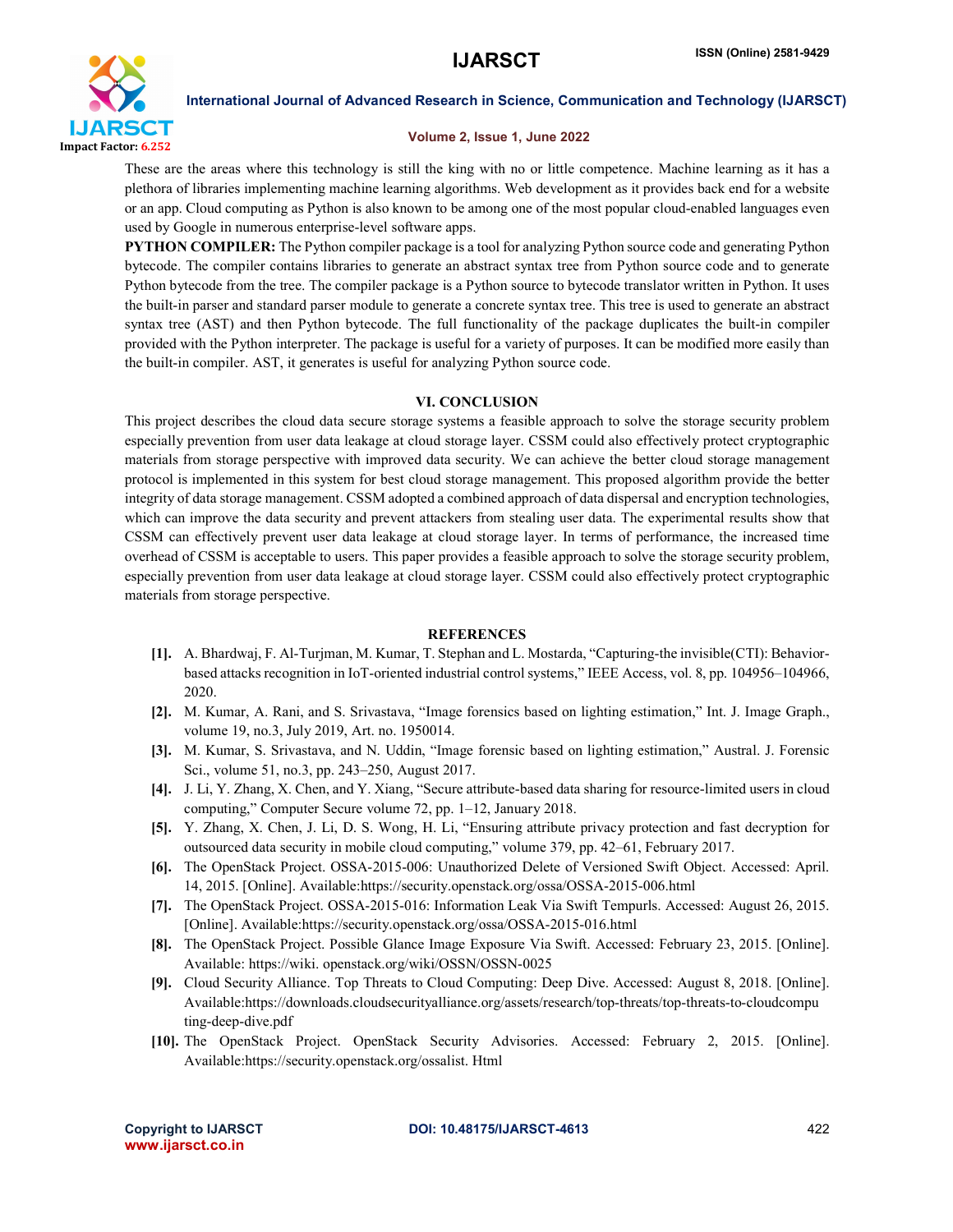These are the areas where this technology is still the king with no or little competence. Machine learning as it has a plethora of libraries implementing machine learning algorithms. Web development as it provides back end for a website or an app. Cloud computing as Python is also known to be among one of the most popular cloud-enabled languages even used by Google in numerous enterprise-level software apps.

**PYTHON COMPILER:** The Python compiler package is a tool for analyzing Python source code and generating Python bytecode. The compiler contains libraries to generate an abstract syntax tree from Python source code and to generate Python bytecode from the tree. The compiler package is a Python source to bytecode translator written in Python. It uses the built-in parser and standard parser module to generate a concrete syntax tree. This tree is used to generate an abstract syntax tree (AST) and then Python bytecode. The full functionality of the package duplicates the built-in compiler provided with the Python interpreter. The package is useful for a variety of purposes. It can be modified more easily than the built-in compiler. AST, it generates is useful for analyzing Python source code.

## VI. CONCLUSION

This project describes the cloud data secure storage systems a feasible approach to solve the storage security problem especially prevention from user data leakage at cloud storage layer. CSSM could also effectively protect cryptographic materials from storage perspective with improved data security. We can achieve the better cloud storage management protocol is implemented in this system for best cloud storage management. This proposed algorithm provide the better integrity of data storage management. CSSM adopted a combined approach of data dispersal and encryption technologies, which can improve the data security and prevent attackers from stealing user data. The experimental results show that CSSM can effectively prevent user data leakage at cloud storage layer. In terms of performance, the increased time overhead of CSSM is acceptable to users. This paper provides a feasible approach to solve the storage security problem, especially prevention from user data leakage at cloud storage layer. CSSM could also effectively protect cryptographic materials from storage perspective.

## REFERENCES

[1]. A. Bhardwaj, F. Al-Turjman, M. Kumar, T. Stephan and L. Mostarda, "Capturing-the invisible(CTI): Behavior-based attacks recognition in IoT-oriented industrial control systems," IEEE Access, vol. 8, pp. 104956–104966, 2020.

[2]. M. Kumar, A. Rani, and S. Srivastava, "Image forensics based on lighting estimation," Int. J. Image Graph., volume 19, no.3, July 2019, Art. no. 1950014.

[3]. M. Kumar, S. Srivastava, and N. Uddin, "Image forensic based on lighting estimation," Austral. J. Forensic Sci., volume 51, no.3, pp. 243–250, August 2017.

[4]. J. Li, Y. Zhang, X. Chen, and Y. Xiang, "Secure attribute-based data sharing for resource-limited users in cloud computing," Computer Secure volume 72, pp. 1–12, January 2018.

[5]. Y. Zhang, X. Chen, J. Li, D. S. Wong, H. Li, "Ensuring attribute privacy protection and fast decryption for outsourced data security in mobile cloud computing," volume 379, pp. 42–61, February 2017.

[6]. The OpenStack Project. OSSA-2015-006: Unauthorized Delete of Versioned Swift Object. Accessed: April. 14, 2015. [Online]. Available:https://security.openstack.org/ossa/OSSA-2015-006.html

[7]. The OpenStack Project. OSSA-2015-016: Information Leak Via Swift Tempurls. Accessed: August 26, 2015. [Online]. Available:https://security.openstack.org/ossa/OSSA-2015-016.html

[8]. The OpenStack Project. Possible Glance Image Exposure Via Swift. Accessed: February 23, 2015. [Online]. Available: https://wiki. openstack.org/wiki/OSSN/OSSN-0025

[9]. Cloud Security Alliance. Top Threats to Cloud Computing: Deep Dive. Accessed: August 8, 2018. [Online]. Available:https://downloads.cloudsecurityalliance.org/assets/research/top-threats/top-threats-to-cloudcomputing-deep-dive.pdf

[10]. The OpenStack Project. OpenStack Security Advisories. Accessed: February 2, 2015. [Online]. Available:https://security.openstack.org/ossalist. Html